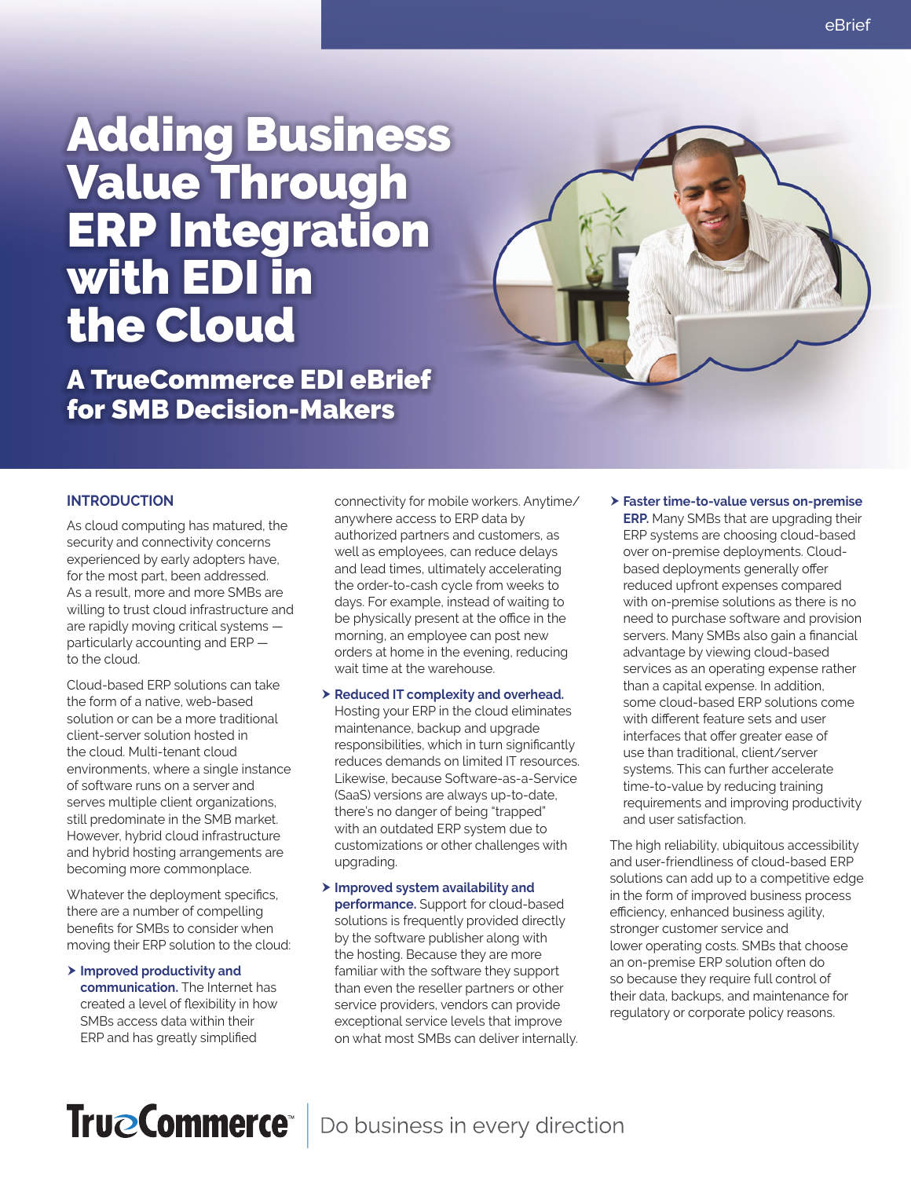eBrief

# Adding Business Value Through ERP Integration with EDI in the Cloud

## A TrueCommerce EDI eBrief for SMB Decision-Makers

### INTRODUCTION

As cloud computing has matured, the security and connectivity concerns experienced by early adopters have, for the most part, been addressed. As a result, more and more SMBs are willing to trust cloud infrastructure and are rapidly moving critical systems — particularly accounting and ERP — to the cloud.

Cloud-based ERP solutions can take the form of a native, web-based solution or can be a more traditional client-server solution hosted in the cloud. Multi-tenant cloud environments, where a single instance of software runs on a server and serves multiple client organizations, still predominate in the SMB market. However, hybrid cloud infrastructure and hybrid hosting arrangements are becoming more commonplace.

Whatever the deployment specifics, there are a number of compelling benefits for SMBs to consider when moving their ERP solution to the cloud:

- **Improved productivity and communication.** The Internet has created a level of flexibility in how SMBs access data within their ERP and has greatly simplified connectivity for mobile workers. Anytime/anywhere access to ERP data by authorized partners and customers, as well as employees, can reduce delays and lead times, ultimately accelerating the order-to-cash cycle from weeks to days. For example, instead of waiting to be physically present at the office in the morning, an employee can post new orders at home in the evening, reducing wait time at the warehouse.
- **Reduced IT complexity and overhead.** Hosting your ERP in the cloud eliminates maintenance, backup and upgrade responsibilities, which in turn significantly reduces demands on limited IT resources. Likewise, because Software-as-a-Service (SaaS) versions are always up-to-date, there's no danger of being "trapped" with an outdated ERP system due to customizations or other challenges with upgrading.
- **Improved system availability and performance.** Support for cloud-based solutions is frequently provided directly by the software publisher along with the hosting. Because they are more familiar with the software they support than even the reseller partners or other service providers, vendors can provide exceptional service levels that improve on what most SMBs can deliver internally.
- **Faster time-to-value versus on-premise ERP.** Many SMBs that are upgrading their ERP systems are choosing cloud-based over on-premise deployments. Cloud-based deployments generally offer reduced upfront expenses compared with on-premise solutions as there is no need to purchase software and provision servers. Many SMBs also gain a financial advantage by viewing cloud-based services as an operating expense rather than a capital expense. In addition, some cloud-based ERP solutions come with different feature sets and user interfaces that offer greater ease of use than traditional, client/server systems. This can further accelerate time-to-value by reducing training requirements and improving productivity and user satisfaction.

The high reliability, ubiquitous accessibility and user-friendliness of cloud-based ERP solutions can add up to a competitive edge in the form of improved business process efficiency, enhanced business agility, stronger customer service and lower operating costs. SMBs that choose an on-premise ERP solution often do so because they require full control of their data, backups, and maintenance for regulatory or corporate policy reasons.

TrueCommerce™ | Do business in every direction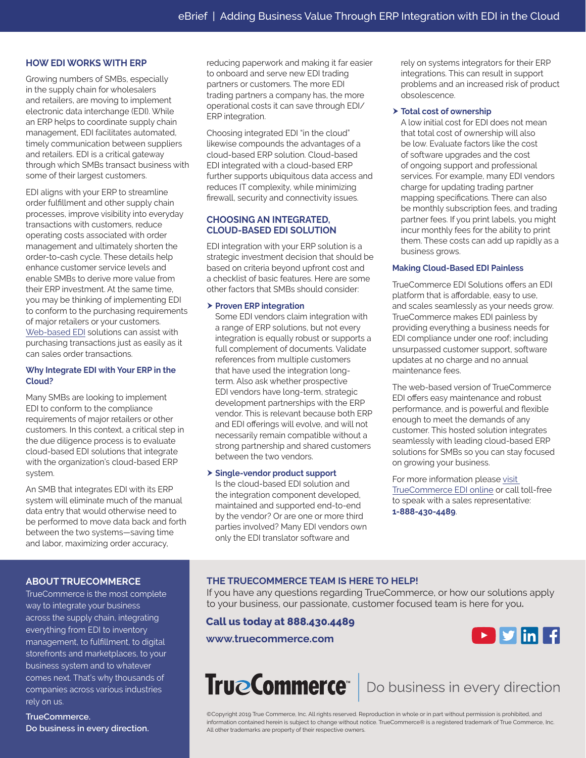## HOW EDI WORKS WITH ERP

Growing numbers of SMBs, especially in the supply chain for wholesalers and retailers, are moving to implement electronic data interchange (EDI). While an ERP helps to coordinate supply chain management, EDI facilitates automated, timely communication between suppliers and retailers. EDI is a critical gateway through which SMBs transact business with some of their largest customers.

EDI aligns with your ERP to streamline order fulfillment and other supply chain processes, improve visibility into everyday transactions with customers, reduce operating costs associated with order management and ultimately shorten the order-to-cash cycle. These details help enhance customer service levels and enable SMBs to derive more value from their ERP investment. At the same time, you may be thinking of implementing EDI to conform to the purchasing requirements of major retailers or your customers. Web-based EDI solutions can assist with purchasing transactions just as easily as it can sales order transactions.

### Why Integrate EDI with Your ERP in the Cloud?

Many SMBs are looking to implement EDI to conform to the compliance requirements of major retailers or other customers. In this context, a critical step in the due diligence process is to evaluate cloud-based EDI solutions that integrate with the organization's cloud-based ERP system.

An SMB that integrates EDI with its ERP system will eliminate much of the manual data entry that would otherwise need to be performed to move data back and forth between the two systems—saving time and labor, maximizing order accuracy, reducing paperwork and making it far easier to onboard and serve new EDI trading partners or customers. The more EDI trading partners a company has, the more operational costs it can save through EDI/ERP integration.

Choosing integrated EDI "in the cloud" likewise compounds the advantages of a cloud-based ERP solution. Cloud-based EDI integrated with a cloud-based ERP further supports ubiquitous data access and reduces IT complexity, while minimizing firewall, security and connectivity issues.

## CHOOSING AN INTEGRATED, CLOUD-BASED EDI SOLUTION

EDI integration with your ERP solution is a strategic investment decision that should be based on criteria beyond upfront cost and a checklist of basic features. Here are some other factors that SMBs should consider:

- **Proven ERP integration**
  Some EDI vendors claim integration with a range of ERP solutions, but not every integration is equally robust or supports a full complement of documents. Validate references from multiple customers that have used the integration long-term. Also ask whether prospective EDI vendors have long-term, strategic development partnerships with the ERP vendor. This is relevant because both ERP and EDI offerings will evolve, and will not necessarily remain compatible without a strong partnership and shared customers between the two vendors.
- **Single-vendor product support**
  Is the cloud-based EDI solution and the integration component developed, maintained and supported end-to-end by the vendor? Or are one or more third parties involved? Many EDI vendors own only the EDI translator software and rely on systems integrators for their ERP integrations. This can result in support problems and an increased risk of product obsolescence.
- **Total cost of ownership**
  A low initial cost for EDI does not mean that total cost of ownership will also be low. Evaluate factors like the cost of software upgrades and the cost of ongoing support and professional services. For example, many EDI vendors charge for updating trading partner mapping specifications. There can also be monthly subscription fees, and trading partner fees. If you print labels, you might incur monthly fees for the ability to print them. These costs can add up rapidly as a business grows.

### Making Cloud-Based EDI Painless

TrueCommerce EDI Solutions offers an EDI platform that is affordable, easy to use, and scales seamlessly as your needs grow. TrueCommerce makes EDI painless by providing everything a business needs for EDI compliance under one roof; including unsurpassed customer support, software updates at no charge and no annual maintenance fees.

The web-based version of TrueCommerce EDI offers easy maintenance and robust performance, and is powerful and flexible enough to meet the demands of any customer. This hosted solution integrates seamlessly with leading cloud-based ERP solutions for SMBs so you can stay focused on growing your business.

For more information please visit TrueCommerce EDI online or call toll-free to speak with a sales representative: **1-888-430-4489**.

## ABOUT TRUECOMMERCE

TrueCommerce is the most complete way to integrate your business across the supply chain, integrating everything from EDI to inventory management, to fulfillment, to digital storefronts and marketplaces, to your business system and to whatever comes next. That's why thousands of companies across various industries rely on us.

**TrueCommerce.**
**Do business in every direction.**

## THE TRUECOMMERCE TEAM IS HERE TO HELP!

If you have any questions regarding TrueCommerce, or how our solutions apply to your business, our passionate, customer focused team is here for you.

**Call us today at 888.430.4489**

**www.truecommerce.com**

TrueCommerce™ | Do business in every direction

©Copyright 2019 True Commerce, Inc. All rights reserved. Reproduction in whole or in part without permission is prohibited, and information contained herein is subject to change without notice. TrueCommerce® is a registered trademark of True Commerce, Inc. All other trademarks are property of their respective owners.